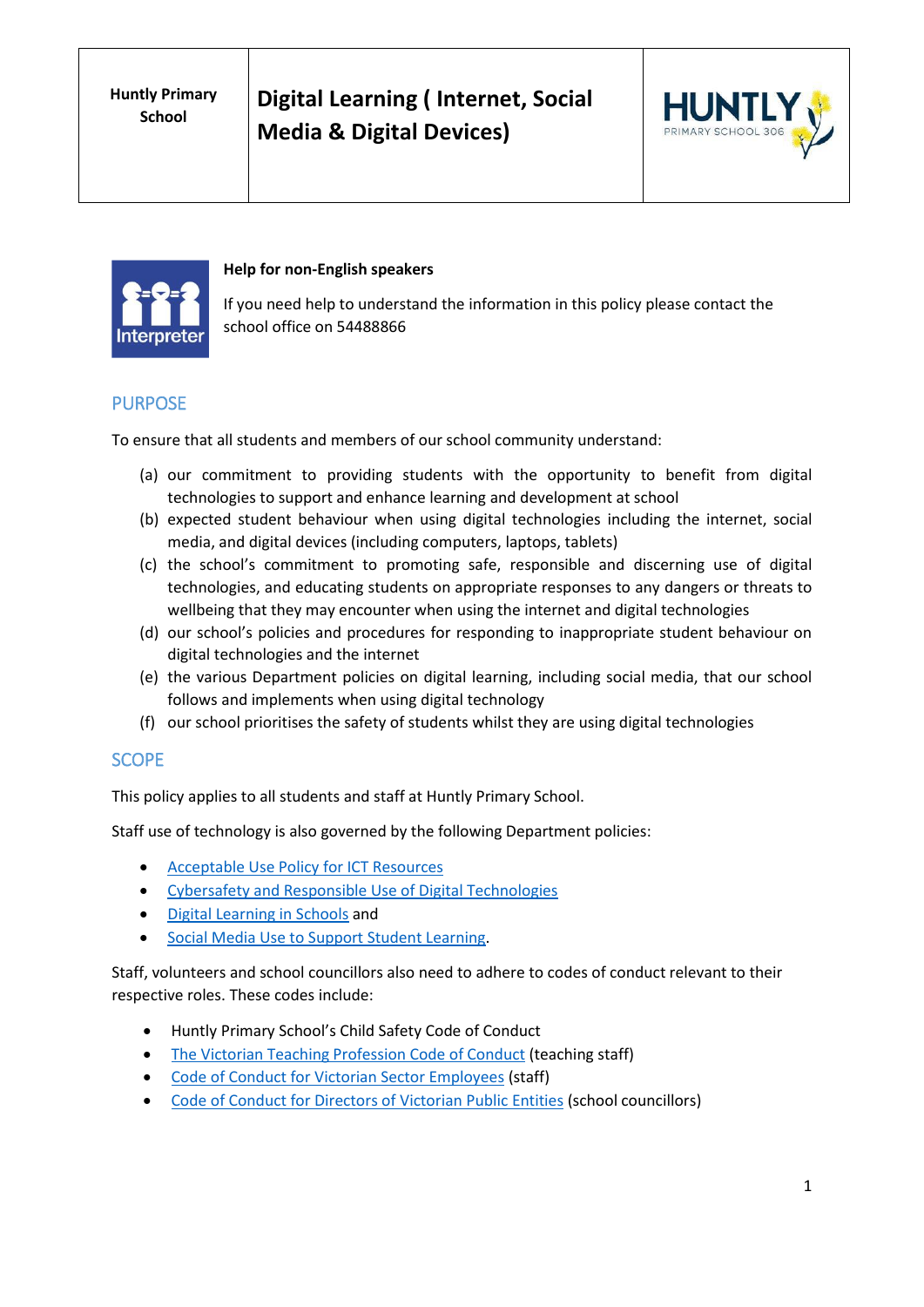| Huntly Primary School | Digital Learning ( Internet, Social Media & Digital Devices) | HUNTLY PRIMARY SCHOOL 306 |
|---|---|---|

**Help for non-English speakers**

If you need help to understand the information in this policy please contact the school office on 54488866

## PURPOSE

To ensure that all students and members of our school community understand:

(a) our commitment to providing students with the opportunity to benefit from digital technologies to support and enhance learning and development at school
(b) expected student behaviour when using digital technologies including the internet, social media, and digital devices (including computers, laptops, tablets)
(c) the school's commitment to promoting safe, responsible and discerning use of digital technologies, and educating students on appropriate responses to any dangers or threats to wellbeing that they may encounter when using the internet and digital technologies
(d) our school's policies and procedures for responding to inappropriate student behaviour on digital technologies and the internet
(e) the various Department policies on digital learning, including social media, that our school follows and implements when using digital technology
(f) our school prioritises the safety of students whilst they are using digital technologies

## SCOPE

This policy applies to all students and staff at Huntly Primary School.

Staff use of technology is also governed by the following Department policies:

- Acceptable Use Policy for ICT Resources
- Cybersafety and Responsible Use of Digital Technologies
- Digital Learning in Schools and
- Social Media Use to Support Student Learning.

Staff, volunteers and school councillors also need to adhere to codes of conduct relevant to their respective roles. These codes include:

- Huntly Primary School's Child Safety Code of Conduct
- The Victorian Teaching Profession Code of Conduct (teaching staff)
- Code of Conduct for Victorian Sector Employees (staff)
- Code of Conduct for Directors of Victorian Public Entities (school councillors)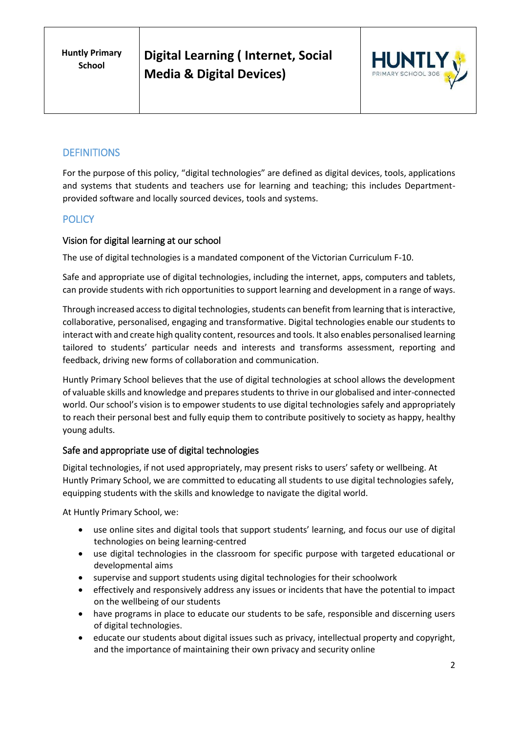## DEFINITIONS

For the purpose of this policy, "digital technologies" are defined as digital devices, tools, applications and systems that students and teachers use for learning and teaching; this includes Department-provided software and locally sourced devices, tools and systems.

## POLICY

### Vision for digital learning at our school

The use of digital technologies is a mandated component of the Victorian Curriculum F-10.

Safe and appropriate use of digital technologies, including the internet, apps, computers and tablets, can provide students with rich opportunities to support learning and development in a range of ways.

Through increased access to digital technologies, students can benefit from learning that is interactive, collaborative, personalised, engaging and transformative. Digital technologies enable our students to interact with and create high quality content, resources and tools. It also enables personalised learning tailored to students' particular needs and interests and transforms assessment, reporting and feedback, driving new forms of collaboration and communication.

Huntly Primary School believes that the use of digital technologies at school allows the development of valuable skills and knowledge and prepares students to thrive in our globalised and inter-connected world. Our school's vision is to empower students to use digital technologies safely and appropriately to reach their personal best and fully equip them to contribute positively to society as happy, healthy young adults.

### Safe and appropriate use of digital technologies

Digital technologies, if not used appropriately, may present risks to users' safety or wellbeing. At Huntly Primary School, we are committed to educating all students to use digital technologies safely, equipping students with the skills and knowledge to navigate the digital world.

At Huntly Primary School, we:

- use online sites and digital tools that support students' learning, and focus our use of digital technologies on being learning-centred
- use digital technologies in the classroom for specific purpose with targeted educational or developmental aims
- supervise and support students using digital technologies for their schoolwork
- effectively and responsively address any issues or incidents that have the potential to impact on the wellbeing of our students
- have programs in place to educate our students to be safe, responsible and discerning users of digital technologies.
- educate our students about digital issues such as privacy, intellectual property and copyright, and the importance of maintaining their own privacy and security online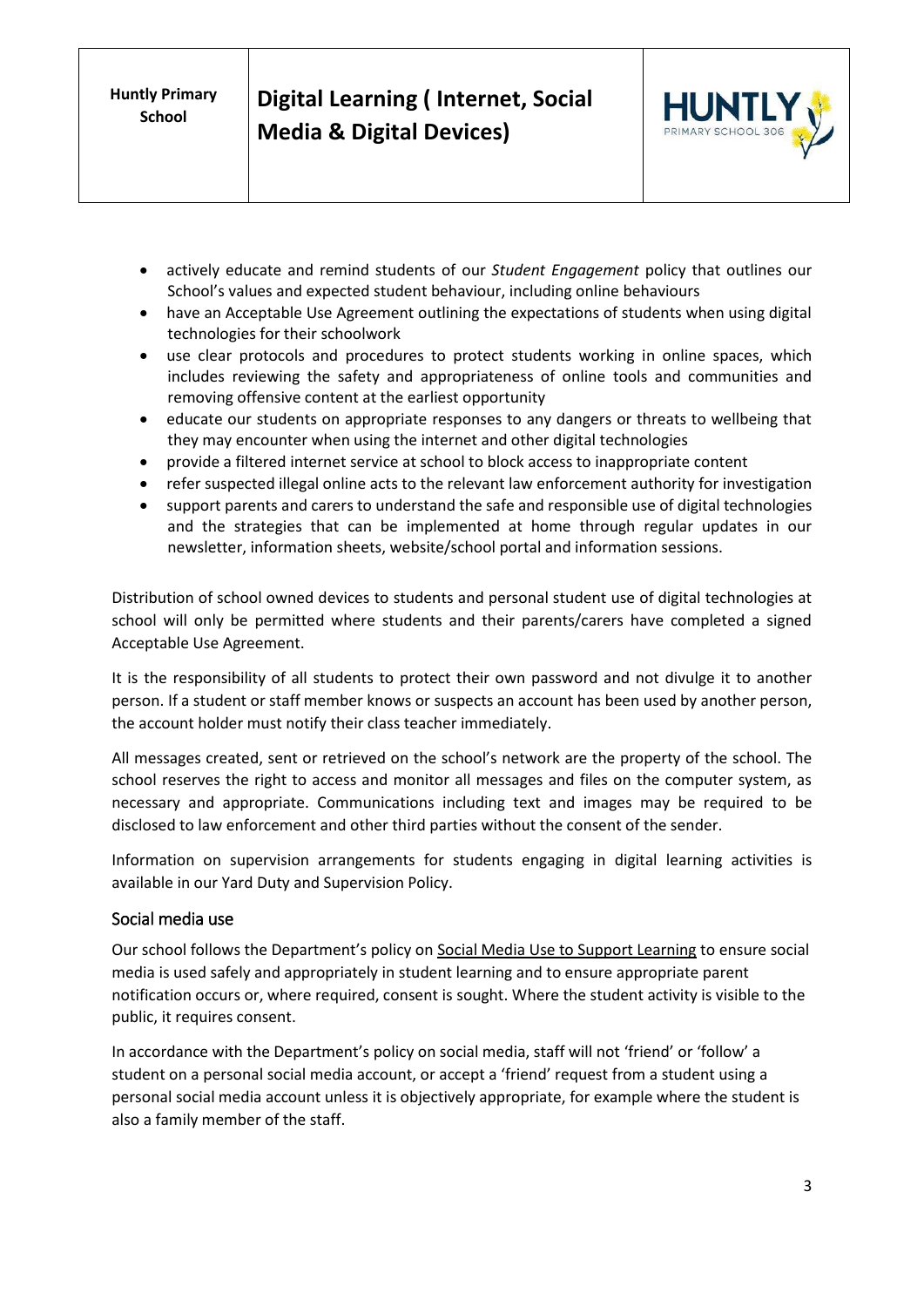- actively educate and remind students of our *Student Engagement* policy that outlines our School's values and expected student behaviour, including online behaviours
- have an Acceptable Use Agreement outlining the expectations of students when using digital technologies for their schoolwork
- use clear protocols and procedures to protect students working in online spaces, which includes reviewing the safety and appropriateness of online tools and communities and removing offensive content at the earliest opportunity
- educate our students on appropriate responses to any dangers or threats to wellbeing that they may encounter when using the internet and other digital technologies
- provide a filtered internet service at school to block access to inappropriate content
- refer suspected illegal online acts to the relevant law enforcement authority for investigation
- support parents and carers to understand the safe and responsible use of digital technologies and the strategies that can be implemented at home through regular updates in our newsletter, information sheets, website/school portal and information sessions.

Distribution of school owned devices to students and personal student use of digital technologies at school will only be permitted where students and their parents/carers have completed a signed Acceptable Use Agreement.

It is the responsibility of all students to protect their own password and not divulge it to another person. If a student or staff member knows or suspects an account has been used by another person, the account holder must notify their class teacher immediately.

All messages created, sent or retrieved on the school's network are the property of the school. The school reserves the right to access and monitor all messages and files on the computer system, as necessary and appropriate. Communications including text and images may be required to be disclosed to law enforcement and other third parties without the consent of the sender.

Information on supervision arrangements for students engaging in digital learning activities is available in our Yard Duty and Supervision Policy.

## Social media use

Our school follows the Department's policy on Social Media Use to Support Learning to ensure social media is used safely and appropriately in student learning and to ensure appropriate parent notification occurs or, where required, consent is sought. Where the student activity is visible to the public, it requires consent.

In accordance with the Department's policy on social media, staff will not 'friend' or 'follow' a student on a personal social media account, or accept a 'friend' request from a student using a personal social media account unless it is objectively appropriate, for example where the student is also a family member of the staff.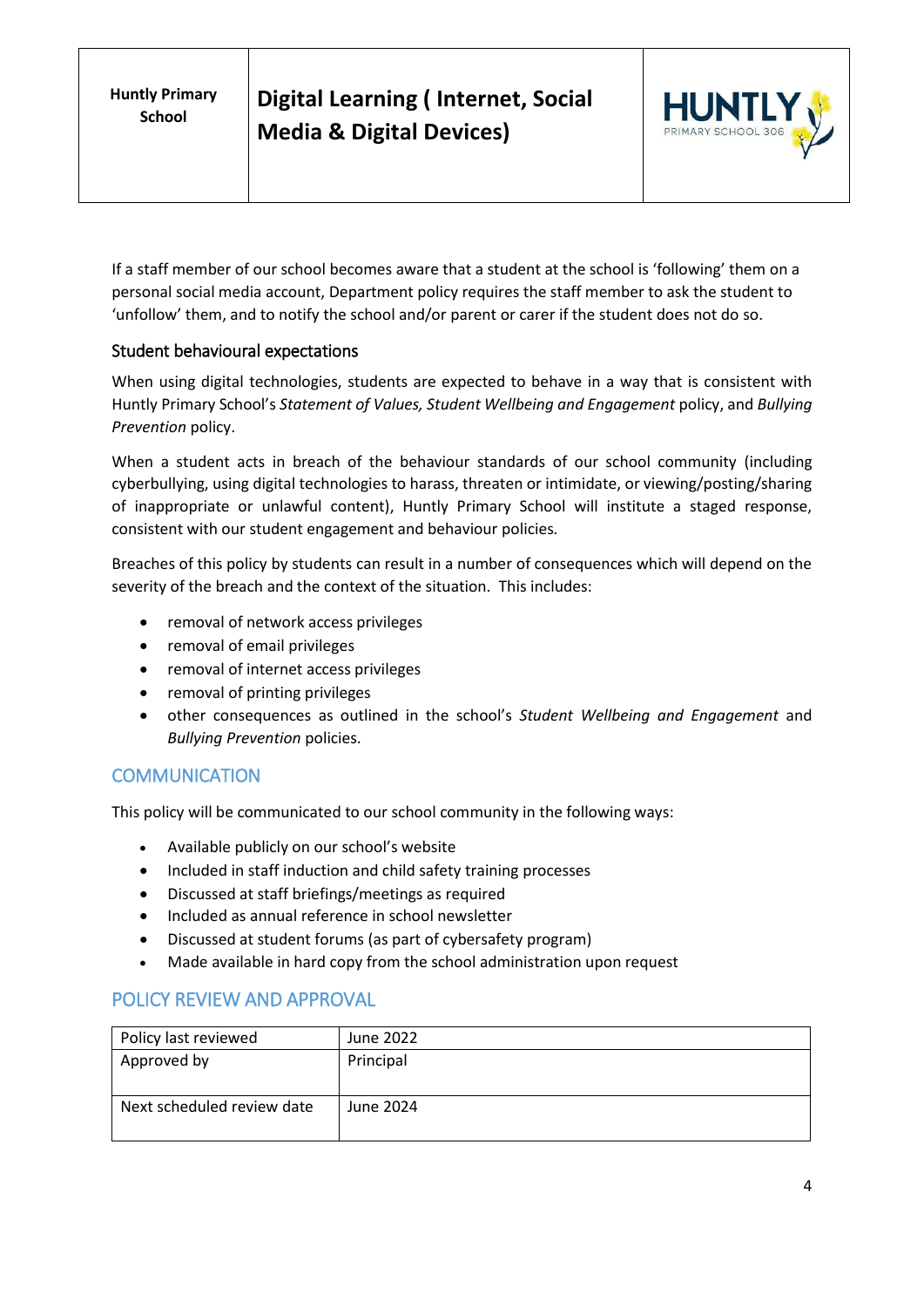If a staff member of our school becomes aware that a student at the school is 'following' them on a personal social media account, Department policy requires the staff member to ask the student to 'unfollow' them, and to notify the school and/or parent or carer if the student does not do so.

### Student behavioural expectations

When using digital technologies, students are expected to behave in a way that is consistent with Huntly Primary School's *Statement of Values, Student Wellbeing and Engagement* policy, and *Bullying Prevention* policy.

When a student acts in breach of the behaviour standards of our school community (including cyberbullying, using digital technologies to harass, threaten or intimidate, or viewing/posting/sharing of inappropriate or unlawful content), Huntly Primary School will institute a staged response, consistent with our student engagement and behaviour policies.

Breaches of this policy by students can result in a number of consequences which will depend on the severity of the breach and the context of the situation. This includes:

- removal of network access privileges
- removal of email privileges
- removal of internet access privileges
- removal of printing privileges
- other consequences as outlined in the school's *Student Wellbeing and Engagement* and *Bullying Prevention* policies.

## COMMUNICATION

This policy will be communicated to our school community in the following ways:

- Available publicly on our school's website
- Included in staff induction and child safety training processes
- Discussed at staff briefings/meetings as required
- Included as annual reference in school newsletter
- Discussed at student forums (as part of cybersafety program)
- Made available in hard copy from the school administration upon request

## POLICY REVIEW AND APPROVAL

| | |
|---|---|
| Policy last reviewed | June 2022 |
| Approved by | Principal |
| Next scheduled review date | June 2024 |